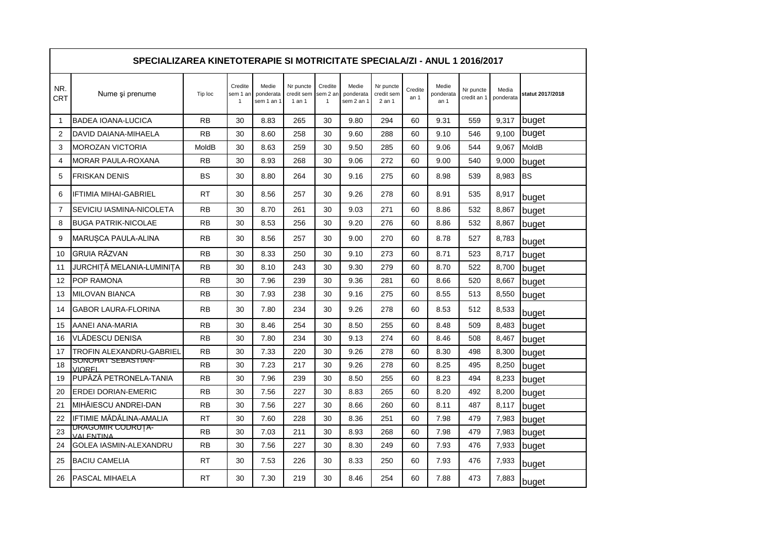| SPECIALIZAREA KINETOTERAPIE SI MOTRICITATE SPECIALA/ZI - ANUL 1 2016/2017 | | | | | | | | | | | | | | |
|---|---|---|---|---|---|---|---|---|---|---|---|---|---|---|
| NR. CRT | Nume şi prenume | Tip loc | Credite sem 1 an 1 | Medie ponderata sem 1 an 1 | Nr puncte credit sem 1 an 1 | Credite sem 2 an 1 | Medie ponderata sem 2 an 1 | Nr puncte credit sem 2 an 1 | Credite an 1 | Medie ponderata an 1 | Nr puncte credit an 1 | Media ponderata | statut 2017/2018 |
| 1 | BADEA IOANA-LUCICA | RB | 30 | 8.83 | 265 | 30 | 9.80 | 294 | 60 | 9.31 | 559 | 9,317 | buget |
| 2 | DAVID DAIANA-MIHAELA | RB | 30 | 8.60 | 258 | 30 | 9.60 | 288 | 60 | 9.10 | 546 | 9,100 | buget |
| 3 | MOROZAN VICTORIA | MoldB | 30 | 8.63 | 259 | 30 | 9.50 | 285 | 60 | 9.06 | 544 | 9,067 | MoldB |
| 4 | MORAR PAULA-ROXANA | RB | 30 | 8.93 | 268 | 30 | 9.06 | 272 | 60 | 9.00 | 540 | 9,000 | buget |
| 5 | FRISKAN DENIS | BS | 30 | 8.80 | 264 | 30 | 9.16 | 275 | 60 | 8.98 | 539 | 8,983 | BS |
| 6 | IFTIMIA MIHAI-GABRIEL | RT | 30 | 8.56 | 257 | 30 | 9.26 | 278 | 60 | 8.91 | 535 | 8,917 | buget |
| 7 | SEVICIU IASMINA-NICOLETA | RB | 30 | 8.70 | 261 | 30 | 9.03 | 271 | 60 | 8.86 | 532 | 8,867 | buget |
| 8 | BUGA PATRIK-NICOLAE | RB | 30 | 8.53 | 256 | 30 | 9.20 | 276 | 60 | 8.86 | 532 | 8,867 | buget |
| 9 | MARUȘCA PAULA-ALINA | RB | 30 | 8.56 | 257 | 30 | 9.00 | 270 | 60 | 8.78 | 527 | 8,783 | buget |
| 10 | GRUIA RĂZVAN | RB | 30 | 8.33 | 250 | 30 | 9.10 | 273 | 60 | 8.71 | 523 | 8,717 | buget |
| 11 | JURCHIȚĂ MELANIA-LUMINIȚA | RB | 30 | 8.10 | 243 | 30 | 9.30 | 279 | 60 | 8.70 | 522 | 8,700 | buget |
| 12 | POP RAMONA | RB | 30 | 7.96 | 239 | 30 | 9.36 | 281 | 60 | 8.66 | 520 | 8,667 | buget |
| 13 | MILOVAN BIANCA | RB | 30 | 7.93 | 238 | 30 | 9.16 | 275 | 60 | 8.55 | 513 | 8,550 | buget |
| 14 | GABOR LAURA-FLORINA | RB | 30 | 7.80 | 234 | 30 | 9.26 | 278 | 60 | 8.53 | 512 | 8,533 | buget |
| 15 | AANEI ANA-MARIA | RB | 30 | 8.46 | 254 | 30 | 8.50 | 255 | 60 | 8.48 | 509 | 8,483 | buget |
| 16 | VLĂDESCU DENISA | RB | 30 | 7.80 | 234 | 30 | 9.13 | 274 | 60 | 8.46 | 508 | 8,467 | buget |
| 17 | TROFIN ALEXANDRU-GABRIEL | RB | 30 | 7.33 | 220 | 30 | 9.26 | 278 | 60 | 8.30 | 498 | 8,300 | buget |
| 18 | SONOHAT SEBASTIAN-VIOREL | RB | 30 | 7.23 | 217 | 30 | 9.26 | 278 | 60 | 8.25 | 495 | 8,250 | buget |
| 19 | PUPĂZĂ PETRONELA-TANIA | RB | 30 | 7.96 | 239 | 30 | 8.50 | 255 | 60 | 8.23 | 494 | 8,233 | buget |
| 20 | ERDEI DORIAN-EMERIC | RB | 30 | 7.56 | 227 | 30 | 8.83 | 265 | 60 | 8.20 | 492 | 8,200 | buget |
| 21 | MIHĂIESCU ANDREI-DAN | RB | 30 | 7.56 | 227 | 30 | 8.66 | 260 | 60 | 8.11 | 487 | 8,117 | buget |
| 22 | IFTIMIE MĂDĂLINA-AMALIA | RT | 30 | 7.60 | 228 | 30 | 8.36 | 251 | 60 | 7.98 | 479 | 7,983 | buget |
| 23 | DRAGOMIR CODRUȚA-VALENTINA | RB | 30 | 7.03 | 211 | 30 | 8.93 | 268 | 60 | 7.98 | 479 | 7,983 | buget |
| 24 | GOLEA IASMIN-ALEXANDRU | RB | 30 | 7.56 | 227 | 30 | 8.30 | 249 | 60 | 7.93 | 476 | 7,933 | buget |
| 25 | BACIU CAMELIA | RT | 30 | 7.53 | 226 | 30 | 8.33 | 250 | 60 | 7.93 | 476 | 7,933 | buget |
| 26 | PASCAL MIHAELA | RT | 30 | 7.30 | 219 | 30 | 8.46 | 254 | 60 | 7.88 | 473 | 7,883 | buget |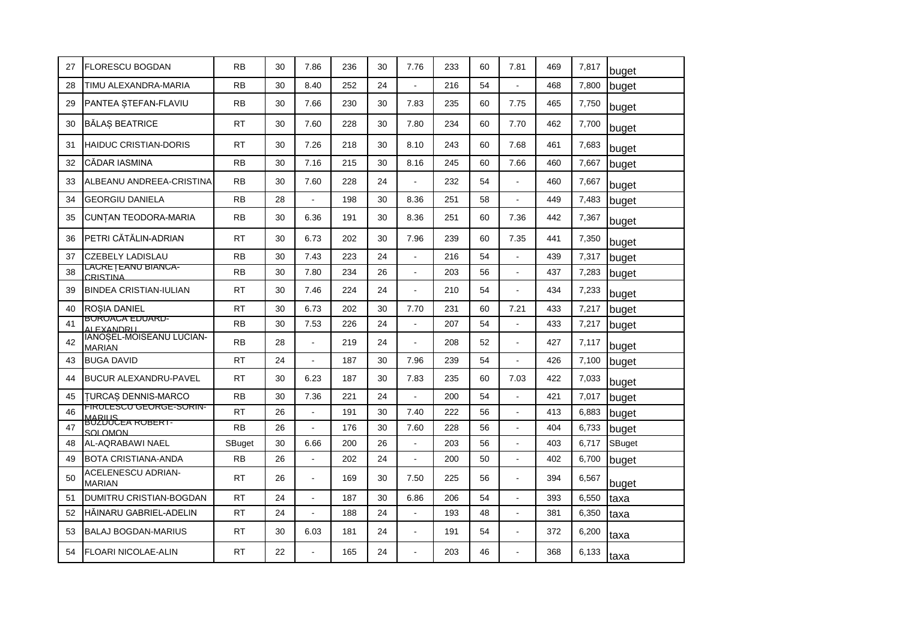| 27 | FLORESCU BOGDAN | RB | 30 | 7.86 | 236 | 30 | 7.76 | 233 | 60 | 7.81 | 469 | 7,817 | buget |
|---|---|---|---|---|---|---|---|---|---|---|---|---|---|
| 28 | TIMU ALEXANDRA-MARIA | RB | 30 | 8.40 | 252 | 24 | - | 216 | 54 | - | 468 | 7,800 | buget |
| 29 | PANTEA ȘTEFAN-FLAVIU | RB | 30 | 7.66 | 230 | 30 | 7.83 | 235 | 60 | 7.75 | 465 | 7,750 | buget |
| 30 | BĂLAȘ BEATRICE | RT | 30 | 7.60 | 228 | 30 | 7.80 | 234 | 60 | 7.70 | 462 | 7,700 | buget |
| 31 | HAIDUC CRISTIAN-DORIS | RT | 30 | 7.26 | 218 | 30 | 8.10 | 243 | 60 | 7.68 | 461 | 7,683 | buget |
| 32 | CĂDAR IASMINA | RB | 30 | 7.16 | 215 | 30 | 8.16 | 245 | 60 | 7.66 | 460 | 7,667 | buget |
| 33 | ALBEANU ANDREEA-CRISTINA | RB | 30 | 7.60 | 228 | 24 | - | 232 | 54 | - | 460 | 7,667 | buget |
| 34 | GEORGIU DANIELA | RB | 28 | - | 198 | 30 | 8.36 | 251 | 58 | - | 449 | 7,483 | buget |
| 35 | CUNȚAN TEODORA-MARIA | RB | 30 | 6.36 | 191 | 30 | 8.36 | 251 | 60 | 7.36 | 442 | 7,367 | buget |
| 36 | PETRI CĂTĂLIN-ADRIAN | RT | 30 | 6.73 | 202 | 30 | 7.96 | 239 | 60 | 7.35 | 441 | 7,350 | buget |
| 37 | CZEBELY LADISLAU | RB | 30 | 7.43 | 223 | 24 | - | 216 | 54 | - | 439 | 7,317 | buget |
| 38 | LACREȚEANU BIANCA-CRISTINA | RB | 30 | 7.80 | 234 | 26 | - | 203 | 56 | - | 437 | 7,283 | buget |
| 39 | BINDEA CRISTIAN-IULIAN | RT | 30 | 7.46 | 224 | 24 | - | 210 | 54 | - | 434 | 7,233 | buget |
| 40 | ROȘIA DANIEL | RT | 30 | 6.73 | 202 | 30 | 7.70 | 231 | 60 | 7.21 | 433 | 7,217 | buget |
| 41 | BOROACĂ EDUARD-ALEXANDRU | RB | 30 | 7.53 | 226 | 24 | - | 207 | 54 | - | 433 | 7,217 | buget |
| 42 | IANOȘEL-MOISEANU LUCIAN-MARIAN | RB | 28 | - | 219 | 24 | - | 208 | 52 | - | 427 | 7,117 | buget |
| 43 | BUGA DAVID | RT | 24 | - | 187 | 30 | 7.96 | 239 | 54 | - | 426 | 7,100 | buget |
| 44 | BUCUR ALEXANDRU-PAVEL | RT | 30 | 6.23 | 187 | 30 | 7.83 | 235 | 60 | 7.03 | 422 | 7,033 | buget |
| 45 | ȚURCAȘ DENNIS-MARCO | RB | 30 | 7.36 | 221 | 24 | - | 200 | 54 | - | 421 | 7,017 | buget |
| 46 | FIRULESCU GEORGE-SORIN-MARIUS | RT | 26 | - | 191 | 30 | 7.40 | 222 | 56 | - | 413 | 6,883 | buget |
| 47 | BUZDUCEA ROBERT-SOLOMON | RB | 26 | - | 176 | 30 | 7.60 | 228 | 56 | - | 404 | 6,733 | buget |
| 48 | AL-AQRABAWI NAEL | SBuget | 30 | 6.66 | 200 | 26 | - | 203 | 56 | - | 403 | 6,717 | SBuget |
| 49 | BOTA CRISTIANA-ANDA | RB | 26 | - | 202 | 24 | - | 200 | 50 | - | 402 | 6,700 | buget |
| 50 | ACELENESCU ADRIAN-MARIAN | RT | 26 | - | 169 | 30 | 7.50 | 225 | 56 | - | 394 | 6,567 | buget |
| 51 | DUMITRU CRISTIAN-BOGDAN | RT | 24 | - | 187 | 30 | 6.86 | 206 | 54 | - | 393 | 6,550 | taxa |
| 52 | HĂINARU GABRIEL-ADELIN | RT | 24 | - | 188 | 24 | - | 193 | 48 | - | 381 | 6,350 | taxa |
| 53 | BALAJ BOGDAN-MARIUS | RT | 30 | 6.03 | 181 | 24 | - | 191 | 54 | - | 372 | 6,200 | taxa |
| 54 | FLOARI NICOLAE-ALIN | RT | 22 | - | 165 | 24 | - | 203 | 46 | - | 368 | 6,133 | taxa |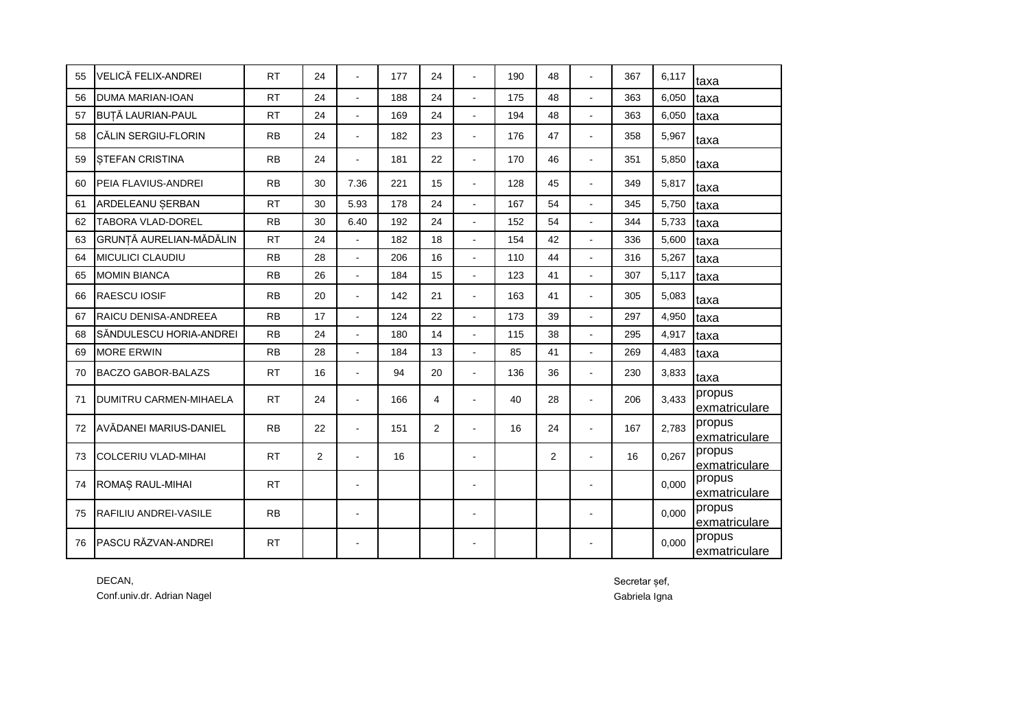| | | | | | | | | | | | | | |
|---|---|---|---|---|---|---|---|---|---|---|---|---|---|
| 55 | VELICĂ FELIX-ANDREI | RT | 24 | - | 177 | 24 | - | 190 | 48 | - | 367 | 6,117 | taxa |
| 56 | DUMA MARIAN-IOAN | RT | 24 | - | 188 | 24 | - | 175 | 48 | - | 363 | 6,050 | taxa |
| 57 | BUȚĂ LAURIAN-PAUL | RT | 24 | - | 169 | 24 | - | 194 | 48 | - | 363 | 6,050 | taxa |
| 58 | CĂLIN SERGIU-FLORIN | RB | 24 | - | 182 | 23 | - | 176 | 47 | - | 358 | 5,967 | taxa |
| 59 | ȘTEFAN CRISTINA | RB | 24 | - | 181 | 22 | - | 170 | 46 | - | 351 | 5,850 | taxa |
| 60 | PEIA FLAVIUS-ANDREI | RB | 30 | 7.36 | 221 | 15 | - | 128 | 45 | - | 349 | 5,817 | taxa |
| 61 | ARDELEANU ȘERBAN | RT | 30 | 5.93 | 178 | 24 | - | 167 | 54 | - | 345 | 5,750 | taxa |
| 62 | TABORA VLAD-DOREL | RB | 30 | 6.40 | 192 | 24 | - | 152 | 54 | - | 344 | 5,733 | taxa |
| 63 | GRUNȚĂ AURELIAN-MĂDĂLIN | RT | 24 | - | 182 | 18 | - | 154 | 42 | - | 336 | 5,600 | taxa |
| 64 | MICULICI CLAUDIU | RB | 28 | - | 206 | 16 | - | 110 | 44 | - | 316 | 5,267 | taxa |
| 65 | MOMIN BIANCA | RB | 26 | - | 184 | 15 | - | 123 | 41 | - | 307 | 5,117 | taxa |
| 66 | RAESCU IOSIF | RB | 20 | - | 142 | 21 | - | 163 | 41 | - | 305 | 5,083 | taxa |
| 67 | RAICU DENISA-ANDREEA | RB | 17 | - | 124 | 22 | - | 173 | 39 | - | 297 | 4,950 | taxa |
| 68 | SĂNDULESCU HORIA-ANDREI | RB | 24 | - | 180 | 14 | - | 115 | 38 | - | 295 | 4,917 | taxa |
| 69 | MORE ERWIN | RB | 28 | - | 184 | 13 | - | 85 | 41 | - | 269 | 4,483 | taxa |
| 70 | BACZO GABOR-BALAZS | RT | 16 | - | 94 | 20 | - | 136 | 36 | - | 230 | 3,833 | taxa |
| 71 | DUMITRU CARMEN-MIHAELA | RT | 24 | - | 166 | 4 | - | 40 | 28 | - | 206 | 3,433 | propus exmatriculare |
| 72 | AVĂDANEI MARIUS-DANIEL | RB | 22 | - | 151 | 2 | - | 16 | 24 | - | 167 | 2,783 | propus exmatriculare |
| 73 | COLCERIU VLAD-MIHAI | RT | 2 | - | 16 | | - | | 2 | - | 16 | 0,267 | propus exmatriculare |
| 74 | ROMAȘ RAUL-MIHAI | RT | | - | | | - | | | - | | 0,000 | propus exmatriculare |
| 75 | RAFILIU ANDREI-VASILE | RB | | - | | | - | | | - | | 0,000 | propus exmatriculare |
| 76 | PASCU RĂZVAN-ANDREI | RT | | - | | | - | | | - | | 0,000 | propus exmatriculare |

DECAN,
Conf.univ.dr. Adrian Nagel

Secretar șef,
Gabriela Igna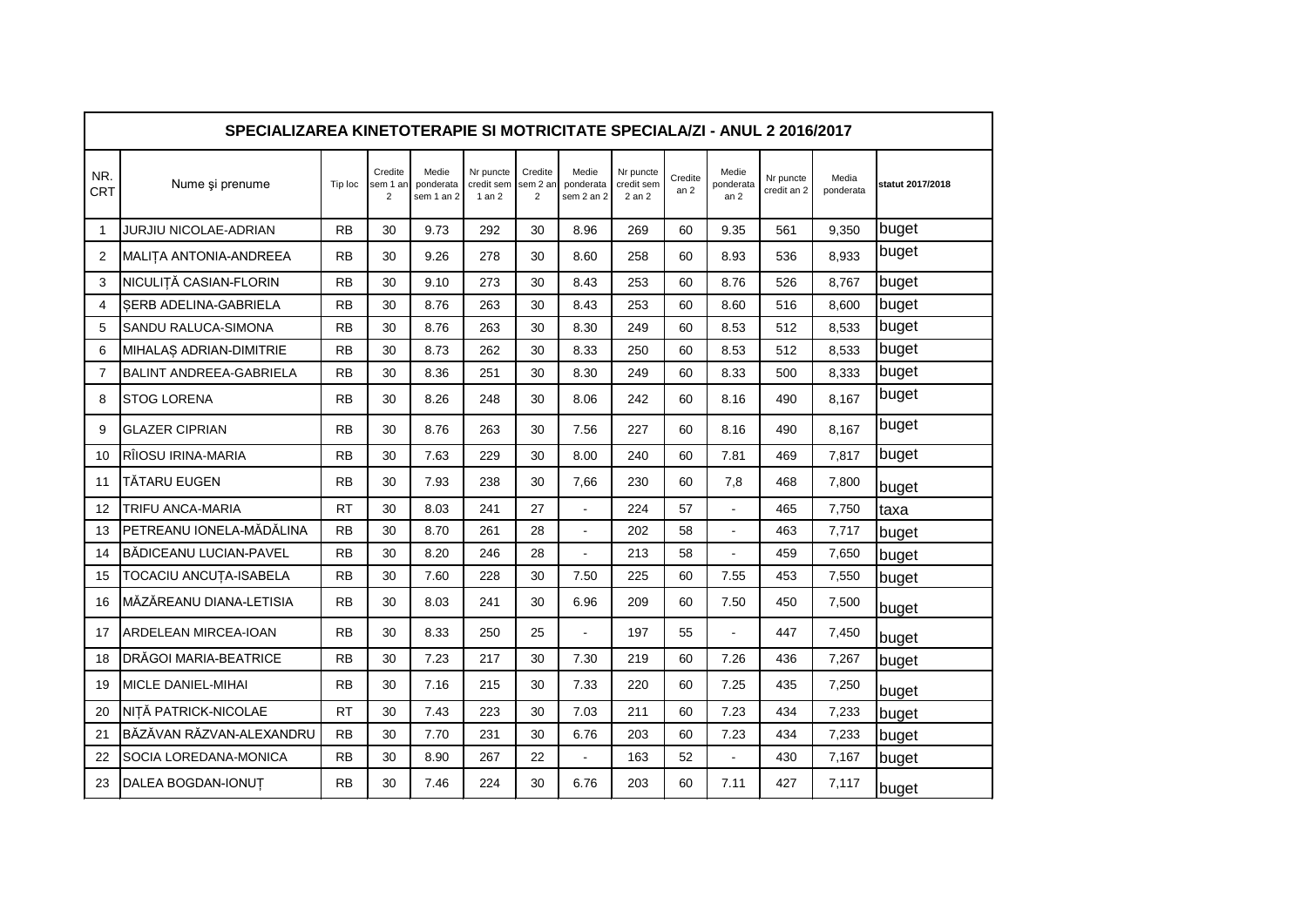| SPECIALIZAREA KINETOTERAPIE SI MOTRICITATE SPECIALA/ZI - ANUL 2 2016/2017 | | | | | | | | | | | | | | |
|---|---|---|---|---|---|---|---|---|---|---|---|---|---|---|
| NR. CRT | Nume şi prenume | Tip loc | Credite sem 1 an 2 | Medie ponderata sem 1 an 2 | Nr puncte credit sem 1 an 2 | Credite sem 2 an 2 | Medie ponderata sem 2 an 2 | Nr puncte credit sem 2 an 2 | Credite an 2 | Medie ponderata an 2 | Nr puncte credit an 2 | Media ponderata | statut 2017/2018 |
| 1 | JURJIU NICOLAE-ADRIAN | RB | 30 | 9.73 | 292 | 30 | 8.96 | 269 | 60 | 9.35 | 561 | 9,350 | buget |
| 2 | MALIȚA ANTONIA-ANDREEA | RB | 30 | 9.26 | 278 | 30 | 8.60 | 258 | 60 | 8.93 | 536 | 8,933 | buget |
| 3 | NICULIȚĂ CASIAN-FLORIN | RB | 30 | 9.10 | 273 | 30 | 8.43 | 253 | 60 | 8.76 | 526 | 8,767 | buget |
| 4 | ȘERB ADELINA-GABRIELA | RB | 30 | 8.76 | 263 | 30 | 8.43 | 253 | 60 | 8.60 | 516 | 8,600 | buget |
| 5 | SANDU RALUCA-SIMONA | RB | 30 | 8.76 | 263 | 30 | 8.30 | 249 | 60 | 8.53 | 512 | 8,533 | buget |
| 6 | MIHALAȘ ADRIAN-DIMITRIE | RB | 30 | 8.73 | 262 | 30 | 8.33 | 250 | 60 | 8.53 | 512 | 8,533 | buget |
| 7 | BALINT ANDREEA-GABRIELA | RB | 30 | 8.36 | 251 | 30 | 8.30 | 249 | 60 | 8.33 | 500 | 8,333 | buget |
| 8 | STOG LORENA | RB | 30 | 8.26 | 248 | 30 | 8.06 | 242 | 60 | 8.16 | 490 | 8,167 | buget |
| 9 | GLAZER CIPRIAN | RB | 30 | 8.76 | 263 | 30 | 7.56 | 227 | 60 | 8.16 | 490 | 8,167 | buget |
| 10 | RÎIOSU IRINA-MARIA | RB | 30 | 7.63 | 229 | 30 | 8.00 | 240 | 60 | 7.81 | 469 | 7,817 | buget |
| 11 | TĂTARU EUGEN | RB | 30 | 7.93 | 238 | 30 | 7,66 | 230 | 60 | 7,8 | 468 | 7,800 | buget |
| 12 | TRIFU ANCA-MARIA | RT | 30 | 8.03 | 241 | 27 | - | 224 | 57 | - | 465 | 7,750 | taxa |
| 13 | PETREANU IONELA-MĂDĂLINA | RB | 30 | 8.70 | 261 | 28 | - | 202 | 58 | - | 463 | 7,717 | buget |
| 14 | BĂDICEANU LUCIAN-PAVEL | RB | 30 | 8.20 | 246 | 28 | - | 213 | 58 | - | 459 | 7,650 | buget |
| 15 | TOCACIU ANCUȚA-ISABELA | RB | 30 | 7.60 | 228 | 30 | 7.50 | 225 | 60 | 7.55 | 453 | 7,550 | buget |
| 16 | MĂZĂREANU DIANA-LETISIA | RB | 30 | 8.03 | 241 | 30 | 6.96 | 209 | 60 | 7.50 | 450 | 7,500 | buget |
| 17 | ARDELEAN MIRCEA-IOAN | RB | 30 | 8.33 | 250 | 25 | - | 197 | 55 | - | 447 | 7,450 | buget |
| 18 | DRĂGOI MARIA-BEATRICE | RB | 30 | 7.23 | 217 | 30 | 7.30 | 219 | 60 | 7.26 | 436 | 7,267 | buget |
| 19 | MICLE DANIEL-MIHAI | RB | 30 | 7.16 | 215 | 30 | 7.33 | 220 | 60 | 7.25 | 435 | 7,250 | buget |
| 20 | NIȚĂ PATRICK-NICOLAE | RT | 30 | 7.43 | 223 | 30 | 7.03 | 211 | 60 | 7.23 | 434 | 7,233 | buget |
| 21 | BĂZĂVAN RĂZVAN-ALEXANDRU | RB | 30 | 7.70 | 231 | 30 | 6.76 | 203 | 60 | 7.23 | 434 | 7,233 | buget |
| 22 | SOCIA LOREDANA-MONICA | RB | 30 | 8.90 | 267 | 22 | - | 163 | 52 | - | 430 | 7,167 | buget |
| 23 | DALEA BOGDAN-IONUȚ | RB | 30 | 7.46 | 224 | 30 | 6.76 | 203 | 60 | 7.11 | 427 | 7,117 | buget |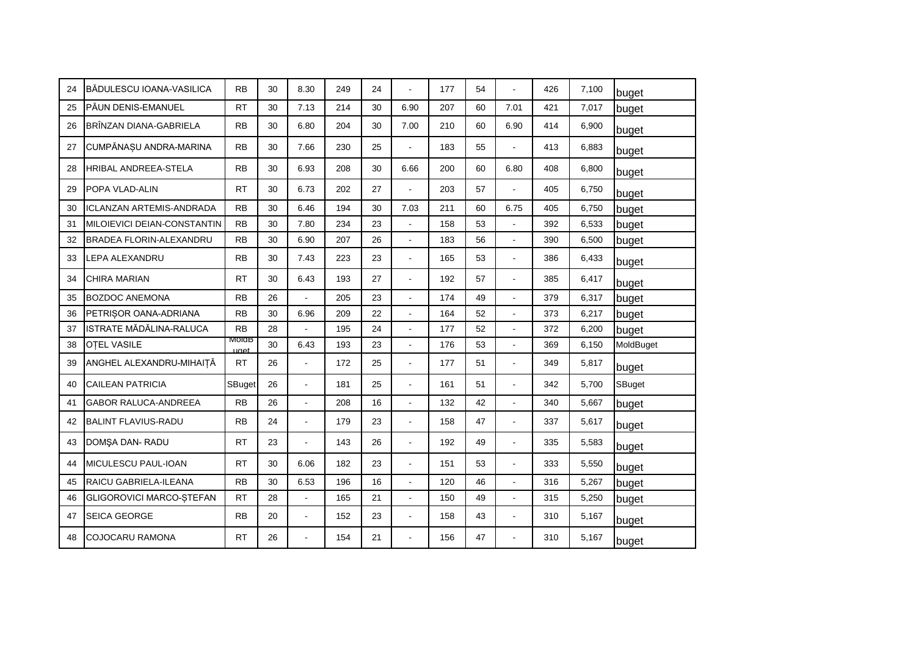| | | | | | | | | | | | | | |
|---|---|---|---|---|---|---|---|---|---|---|---|---|---|
| 24 | BĂDULESCU IOANA-VASILICA | RB | 30 | 8.30 | 249 | 24 | - | 177 | 54 | - | 426 | 7,100 | buget |
| 25 | PĂUN DENIS-EMANUEL | RT | 30 | 7.13 | 214 | 30 | 6.90 | 207 | 60 | 7.01 | 421 | 7,017 | buget |
| 26 | BRÎNZAN DIANA-GABRIELA | RB | 30 | 6.80 | 204 | 30 | 7.00 | 210 | 60 | 6.90 | 414 | 6,900 | buget |
| 27 | CUMPĂNAȘU ANDRA-MARINA | RB | 30 | 7.66 | 230 | 25 | - | 183 | 55 | - | 413 | 6,883 | buget |
| 28 | HRIBAL ANDREEA-STELA | RB | 30 | 6.93 | 208 | 30 | 6.66 | 200 | 60 | 6.80 | 408 | 6,800 | buget |
| 29 | POPA VLAD-ALIN | RT | 30 | 6.73 | 202 | 27 | - | 203 | 57 | - | 405 | 6,750 | buget |
| 30 | ICLANZAN ARTEMIS-ANDRADA | RB | 30 | 6.46 | 194 | 30 | 7.03 | 211 | 60 | 6.75 | 405 | 6,750 | buget |
| 31 | MILOIEVICI DEIAN-CONSTANTIN | RB | 30 | 7.80 | 234 | 23 | - | 158 | 53 | - | 392 | 6,533 | buget |
| 32 | BRADEA FLORIN-ALEXANDRU | RB | 30 | 6.90 | 207 | 26 | - | 183 | 56 | - | 390 | 6,500 | buget |
| 33 | LEPA ALEXANDRU | RB | 30 | 7.43 | 223 | 23 | - | 165 | 53 | - | 386 | 6,433 | buget |
| 34 | CHIRA MARIAN | RT | 30 | 6.43 | 193 | 27 | - | 192 | 57 | - | 385 | 6,417 | buget |
| 35 | BOZDOC ANEMONA | RB | 26 | - | 205 | 23 | - | 174 | 49 | - | 379 | 6,317 | buget |
| 36 | PETRIȘOR OANA-ADRIANA | RB | 30 | 6.96 | 209 | 22 | - | 164 | 52 | - | 373 | 6,217 | buget |
| 37 | ISTRATE MĂDĂLINA-RALUCA | RB | 28 | - | 195 | 24 | - | 177 | 52 | - | 372 | 6,200 | buget |
| 38 | OȚEL VASILE | MoldBuget | 30 | 6.43 | 193 | 23 | - | 176 | 53 | - | 369 | 6,150 | MoldBuget |
| 39 | ANGHEL ALEXANDRU-MIHAIȚĂ | RT | 26 | - | 172 | 25 | - | 177 | 51 | - | 349 | 5,817 | buget |
| 40 | CAILEAN PATRICIA | SBuget | 26 | - | 181 | 25 | - | 161 | 51 | - | 342 | 5,700 | SBuget |
| 41 | GABOR RALUCA-ANDREEA | RB | 26 | - | 208 | 16 | - | 132 | 42 | - | 340 | 5,667 | buget |
| 42 | BALINT FLAVIUS-RADU | RB | 24 | - | 179 | 23 | - | 158 | 47 | - | 337 | 5,617 | buget |
| 43 | DOMŞA DAN- RADU | RT | 23 | - | 143 | 26 | - | 192 | 49 | - | 335 | 5,583 | buget |
| 44 | MICULESCU PAUL-IOAN | RT | 30 | 6.06 | 182 | 23 | - | 151 | 53 | - | 333 | 5,550 | buget |
| 45 | RAICU GABRIELA-ILEANA | RB | 30 | 6.53 | 196 | 16 | - | 120 | 46 | - | 316 | 5,267 | buget |
| 46 | GLIGOROVICI MARCO-ȘTEFAN | RT | 28 | - | 165 | 21 | - | 150 | 49 | - | 315 | 5,250 | buget |
| 47 | SEICA GEORGE | RB | 20 | - | 152 | 23 | - | 158 | 43 | - | 310 | 5,167 | buget |
| 48 | COJOCARU RAMONA | RT | 26 | - | 154 | 21 | - | 156 | 47 | - | 310 | 5,167 | buget |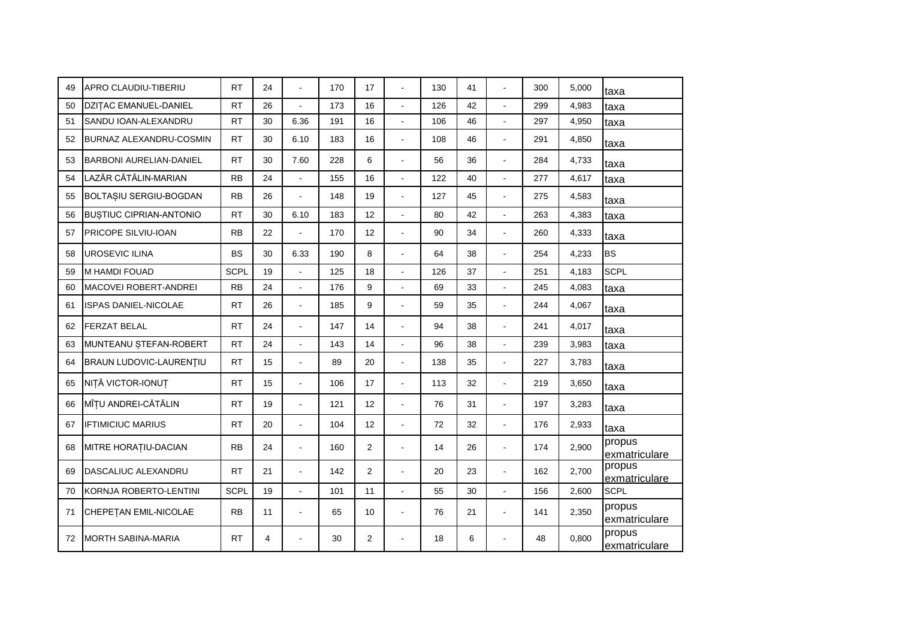| | | | | | | | | | | | | | |
|---|---|---|---|---|---|---|---|---|---|---|---|---|---|
| 49 | APRO CLAUDIU-TIBERIU | RT | 24 | - | 170 | 17 | - | 130 | 41 | - | 300 | 5,000 | taxa |
| 50 | DZIȚAC EMANUEL-DANIEL | RT | 26 | - | 173 | 16 | - | 126 | 42 | - | 299 | 4,983 | taxa |
| 51 | SANDU IOAN-ALEXANDRU | RT | 30 | 6.36 | 191 | 16 | - | 106 | 46 | - | 297 | 4,950 | taxa |
| 52 | BURNAZ ALEXANDRU-COSMIN | RT | 30 | 6.10 | 183 | 16 | - | 108 | 46 | - | 291 | 4,850 | taxa |
| 53 | BARBONI AURELIAN-DANIEL | RT | 30 | 7.60 | 228 | 6 | - | 56 | 36 | - | 284 | 4,733 | taxa |
| 54 | LAZĂR CĂTĂLIN-MARIAN | RB | 24 | - | 155 | 16 | - | 122 | 40 | - | 277 | 4,617 | taxa |
| 55 | BOLTAȘIU SERGIU-BOGDAN | RB | 26 | - | 148 | 19 | - | 127 | 45 | - | 275 | 4,583 | taxa |
| 56 | BUȘTIUC CIPRIAN-ANTONIO | RT | 30 | 6.10 | 183 | 12 | - | 80 | 42 | - | 263 | 4,383 | taxa |
| 57 | PRICOPE SILVIU-IOAN | RB | 22 | - | 170 | 12 | - | 90 | 34 | - | 260 | 4,333 | taxa |
| 58 | UROSEVIC ILINA | BS | 30 | 6.33 | 190 | 8 | - | 64 | 38 | - | 254 | 4,233 | BS |
| 59 | M HAMDI FOUAD | SCPL | 19 | - | 125 | 18 | - | 126 | 37 | - | 251 | 4,183 | SCPL |
| 60 | MACOVEI ROBERT-ANDREI | RB | 24 | - | 176 | 9 | - | 69 | 33 | - | 245 | 4,083 | taxa |
| 61 | ISPAS DANIEL-NICOLAE | RT | 26 | - | 185 | 9 | - | 59 | 35 | - | 244 | 4,067 | taxa |
| 62 | FERZAT BELAL | RT | 24 | - | 147 | 14 | - | 94 | 38 | - | 241 | 4,017 | taxa |
| 63 | MUNTEANU ȘTEFAN-ROBERT | RT | 24 | - | 143 | 14 | - | 96 | 38 | - | 239 | 3,983 | taxa |
| 64 | BRAUN LUDOVIC-LAURENŢIU | RT | 15 | - | 89 | 20 | - | 138 | 35 | - | 227 | 3,783 | taxa |
| 65 | NIȚĂ VICTOR-IONUȚ | RT | 15 | - | 106 | 17 | - | 113 | 32 | - | 219 | 3,650 | taxa |
| 66 | MÎȚU ANDREI-CĂTĂLIN | RT | 19 | - | 121 | 12 | - | 76 | 31 | - | 197 | 3,283 | taxa |
| 67 | IFTIMICIUC MARIUS | RT | 20 | - | 104 | 12 | - | 72 | 32 | - | 176 | 2,933 | taxa |
| 68 | MITRE HORAȚIU-DACIAN | RB | 24 | - | 160 | 2 | - | 14 | 26 | - | 174 | 2,900 | propus exmatriculare |
| 69 | DASCALIUC ALEXANDRU | RT | 21 | - | 142 | 2 | - | 20 | 23 | - | 162 | 2,700 | propus exmatriculare |
| 70 | KORNJA ROBERTO-LENTINI | SCPL | 19 | - | 101 | 11 | - | 55 | 30 | - | 156 | 2,600 | SCPL |
| 71 | CHEPEȚAN EMIL-NICOLAE | RB | 11 | - | 65 | 10 | - | 76 | 21 | - | 141 | 2,350 | propus exmatriculare |
| 72 | MORTH SABINA-MARIA | RT | 4 | - | 30 | 2 | - | 18 | 6 | - | 48 | 0,800 | propus exmatriculare |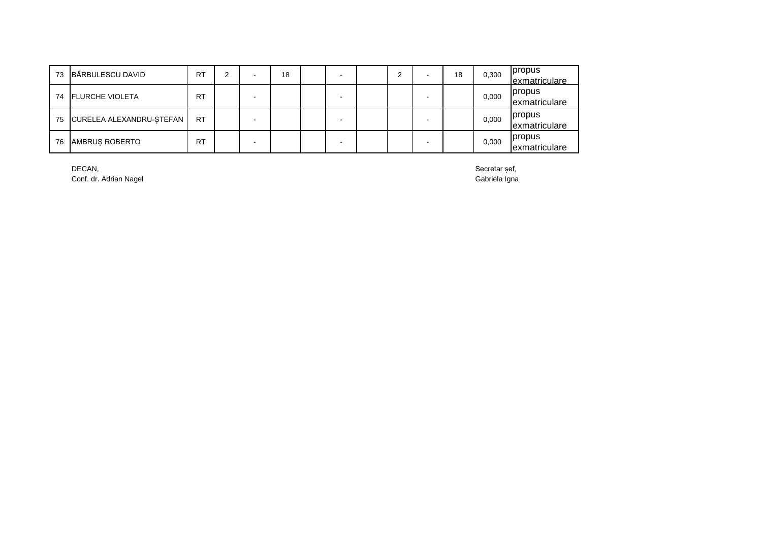| | | | | | | | | | | | | | | |
|---|---|---|---|---|---|---|---|---|---|---|---|---|---|---|
| 73 | BĂRBULESCU DAVID | RT | 2 | - | 18 | | - | | 2 | - | 18 | 0,300 | propus exmatriculare |
| 74 | FLURCHE VIOLETA | RT | | - | | | - | | | - | | 0,000 | propus exmatriculare |
| 75 | CURELEA ALEXANDRU-ȘTEFAN | RT | | - | | | - | | | - | | 0,000 | propus exmatriculare |
| 76 | AMBRUȘ ROBERTO | RT | | - | | | - | | | - | | 0,000 | propus exmatriculare |

DECAN,
Conf. dr. Adrian Nagel

Secretar șef,
Gabriela Igna